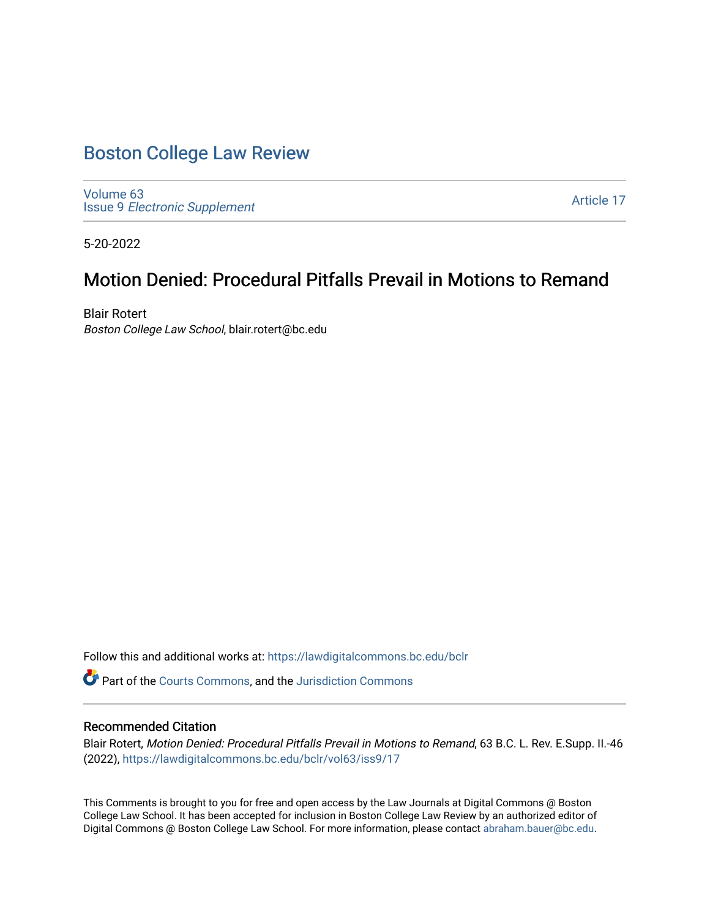# Boston College Law Review

Volume 63
Issue 9 *Electronic Supplement*

Article 17

5-20-2022

## Motion Denied: Procedural Pitfalls Prevail in Motions to Remand

Blair Rotert
*Boston College Law School*, blair.rotert@bc.edu

Follow this and additional works at: https://lawdigitalcommons.bc.edu/bclr

Part of the Courts Commons, and the Jurisdiction Commons

### Recommended Citation

Blair Rotert, *Motion Denied: Procedural Pitfalls Prevail in Motions to Remand*, 63 B.C. L. Rev. E.Supp. II.-46 (2022), https://lawdigitalcommons.bc.edu/bclr/vol63/iss9/17

This Comments is brought to you for free and open access by the Law Journals at Digital Commons @ Boston College Law School. It has been accepted for inclusion in Boston College Law Review by an authorized editor of Digital Commons @ Boston College Law School. For more information, please contact abraham.bauer@bc.edu.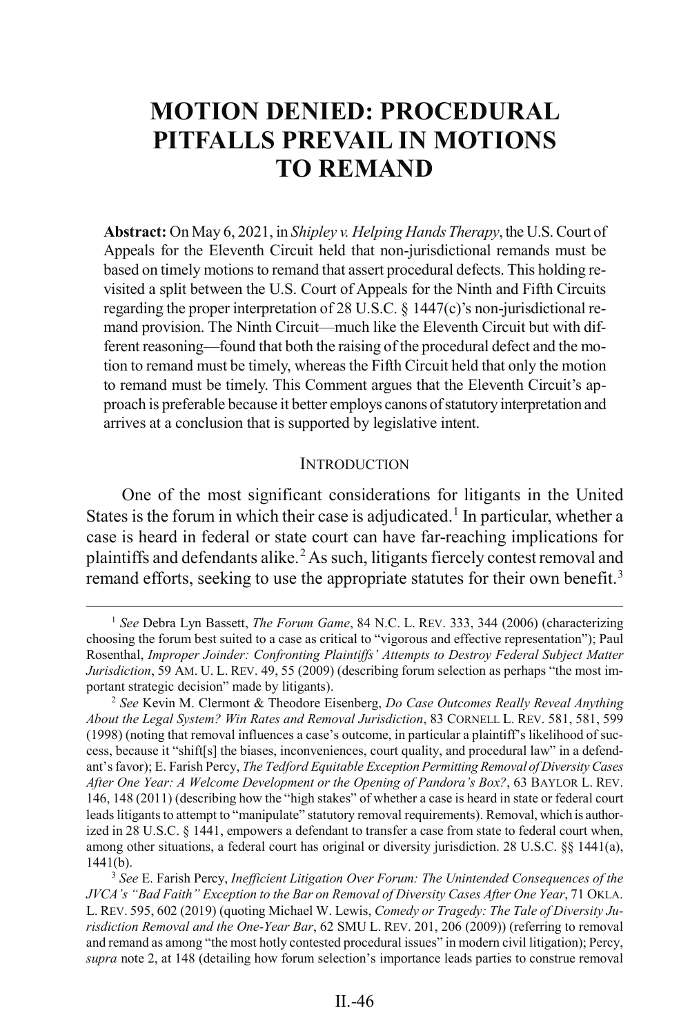# MOTION DENIED: PROCEDURAL PITFALLS PREVAIL IN MOTIONS TO REMAND

**Abstract:** On May 6, 2021, in *Shipley v. Helping Hands Therapy*, the U.S. Court of Appeals for the Eleventh Circuit held that non-jurisdictional remands must be based on timely motions to remand that assert procedural defects. This holding revisited a split between the U.S. Court of Appeals for the Ninth and Fifth Circuits regarding the proper interpretation of 28 U.S.C. § 1447(c)'s non-jurisdictional remand provision. The Ninth Circuit—much like the Eleventh Circuit but with different reasoning—found that both the raising of the procedural defect and the motion to remand must be timely, whereas the Fifth Circuit held that only the motion to remand must be timely. This Comment argues that the Eleventh Circuit's approach is preferable because it better employs canons of statutory interpretation and arrives at a conclusion that is supported by legislative intent.

## INTRODUCTION

One of the most significant considerations for litigants in the United States is the forum in which their case is adjudicated.[1] In particular, whether a case is heard in federal or state court can have far-reaching implications for plaintiffs and defendants alike.[2] As such, litigants fiercely contest removal and remand efforts, seeking to use the appropriate statutes for their own benefit.[3]

---

[1] *See* Debra Lyn Bassett, *The Forum Game*, 84 N.C. L. REV. 333, 344 (2006) (characterizing choosing the forum best suited to a case as critical to "vigorous and effective representation"); Paul Rosenthal, *Improper Joinder: Confronting Plaintiffs' Attempts to Destroy Federal Subject Matter Jurisdiction*, 59 AM. U. L. REV. 49, 55 (2009) (describing forum selection as perhaps "the most important strategic decision" made by litigants).

[2] *See* Kevin M. Clermont & Theodore Eisenberg, *Do Case Outcomes Really Reveal Anything About the Legal System? Win Rates and Removal Jurisdiction*, 83 CORNELL L. REV. 581, 581, 599 (1998) (noting that removal influences a case's outcome, in particular a plaintiff's likelihood of success, because it "shift[s] the biases, inconveniences, court quality, and procedural law" in a defendant's favor); E. Farish Percy, *The Tedford Equitable Exception Permitting Removal of Diversity Cases After One Year: A Welcome Development or the Opening of Pandora's Box?*, 63 BAYLOR L. REV. 146, 148 (2011) (describing how the "high stakes" of whether a case is heard in state or federal court leads litigants to attempt to "manipulate" statutory removal requirements). Removal, which is authorized in 28 U.S.C. § 1441, empowers a defendant to transfer a case from state to federal court when, among other situations, a federal court has original or diversity jurisdiction. 28 U.S.C. §§ 1441(a), 1441(b).

[3] *See* E. Farish Percy, *Inefficient Litigation Over Forum: The Unintended Consequences of the JVCA's "Bad Faith" Exception to the Bar on Removal of Diversity Cases After One Year*, 71 OKLA. L. REV. 595, 602 (2019) (quoting Michael W. Lewis, *Comedy or Tragedy: The Tale of Diversity Jurisdiction Removal and the One-Year Bar*, 62 SMU L. REV. 201, 206 (2009)) (referring to removal and remand as among "the most hotly contested procedural issues" in modern civil litigation); Percy, *supra* note 2, at 148 (detailing how forum selection's importance leads parties to construe removal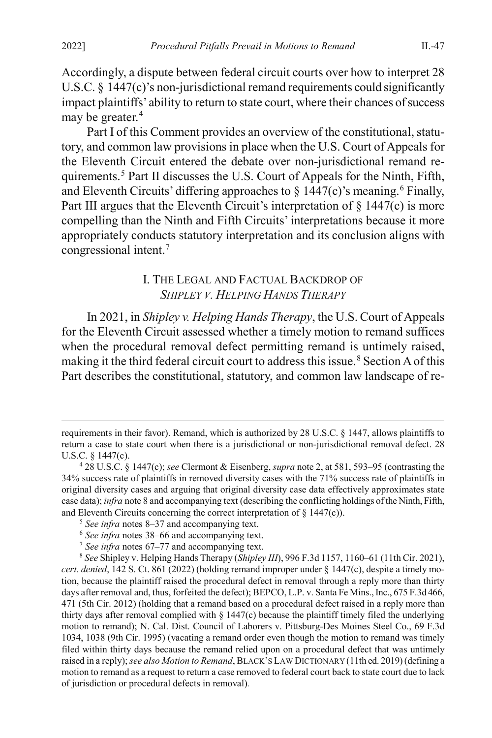Accordingly, a dispute between federal circuit courts over how to interpret 28 U.S.C. § 1447(c)'s non-jurisdictional remand requirements could significantly impact plaintiffs' ability to return to state court, where their chances of success may be greater.[4]

Part I of this Comment provides an overview of the constitutional, statutory, and common law provisions in place when the U.S. Court of Appeals for the Eleventh Circuit entered the debate over non-jurisdictional remand requirements.[5] Part II discusses the U.S. Court of Appeals for the Ninth, Fifth, and Eleventh Circuits' differing approaches to § 1447(c)'s meaning.[6] Finally, Part III argues that the Eleventh Circuit's interpretation of § 1447(c) is more compelling than the Ninth and Fifth Circuits' interpretations because it more appropriately conducts statutory interpretation and its conclusion aligns with congressional intent.[7]

## I. THE LEGAL AND FACTUAL BACKDROP OF *SHIPLEY V. HELPING HANDS THERAPY*

In 2021, in *Shipley v. Helping Hands Therapy*, the U.S. Court of Appeals for the Eleventh Circuit assessed whether a timely motion to remand suffices when the procedural removal defect permitting remand is untimely raised, making it the third federal circuit court to address this issue.[8] Section A of this Part describes the constitutional, statutory, and common law landscape of re-

---

requirements in their favor). Remand, which is authorized by 28 U.S.C. § 1447, allows plaintiffs to return a case to state court when there is a jurisdictional or non-jurisdictional removal defect. 28 U.S.C. § 1447(c).

[4] 28 U.S.C. § 1447(c); *see* Clermont & Eisenberg, *supra* note 2, at 581, 593–95 (contrasting the 34% success rate of plaintiffs in removed diversity cases with the 71% success rate of plaintiffs in original diversity cases and arguing that original diversity case data effectively approximates state case data); *infra* note 8 and accompanying text (describing the conflicting holdings of the Ninth, Fifth, and Eleventh Circuits concerning the correct interpretation of § 1447(c)).

[5] *See infra* notes 8–37 and accompanying text.

[6] *See infra* notes 38–66 and accompanying text.

[7] *See infra* notes 67–77 and accompanying text.

[8] *See* Shipley v. Helping Hands Therapy (*Shipley III*), 996 F.3d 1157, 1160–61 (11th Cir. 2021), *cert. denied*, 142 S. Ct. 861 (2022) (holding remand improper under § 1447(c), despite a timely motion, because the plaintiff raised the procedural defect in removal through a reply more than thirty days after removal and, thus, forfeited the defect); BEPCO, L.P. v. Santa Fe Mins., Inc., 675 F.3d 466, 471 (5th Cir. 2012) (holding that a remand based on a procedural defect raised in a reply more than thirty days after removal complied with § 1447(c) because the plaintiff timely filed the underlying motion to remand); N. Cal. Dist. Council of Laborers v. Pittsburg-Des Moines Steel Co., 69 F.3d 1034, 1038 (9th Cir. 1995) (vacating a remand order even though the motion to remand was timely filed within thirty days because the remand relied upon on a procedural defect that was untimely raised in a reply); *see also Motion to Remand*, BLACK'S LAW DICTIONARY (11th ed. 2019) (defining a motion to remand as a request to return a case removed to federal court back to state court due to lack of jurisdiction or procedural defects in removal).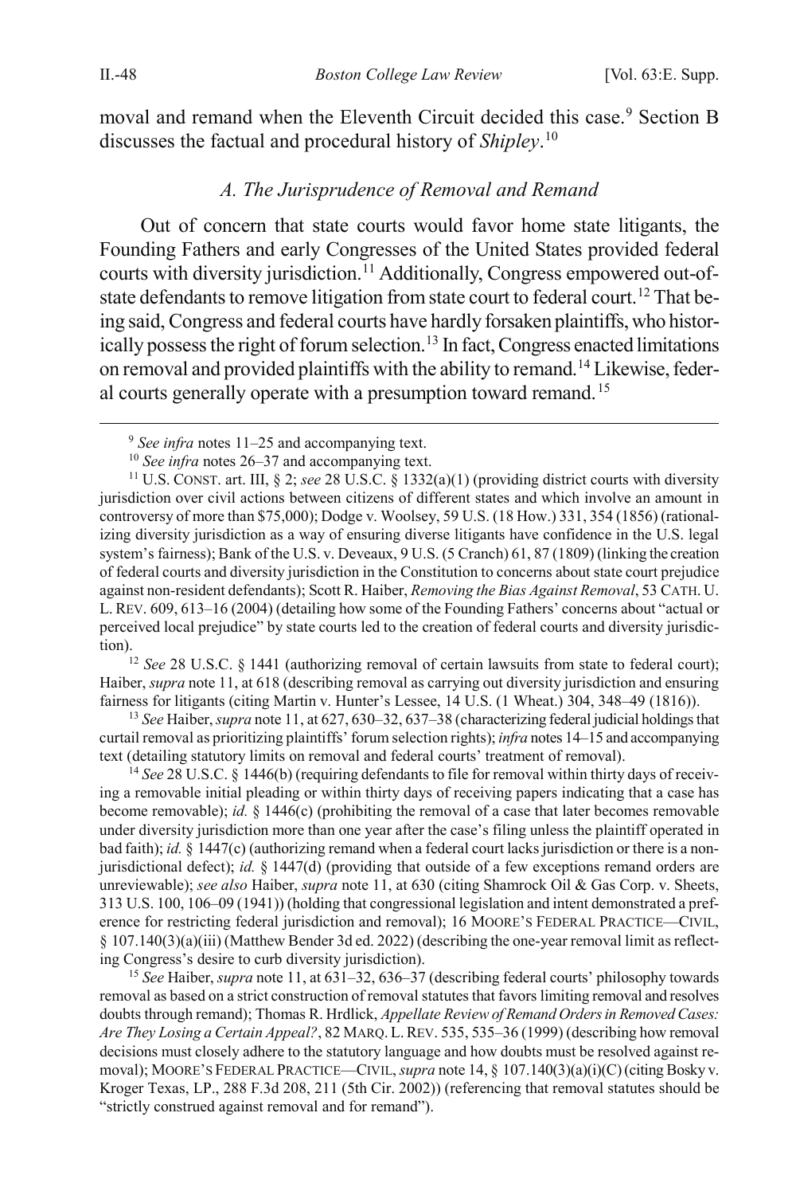moval and remand when the Eleventh Circuit decided this case.[9] Section B discusses the factual and procedural history of *Shipley*.[10]

### *A. The Jurisprudence of Removal and Remand*

Out of concern that state courts would favor home state litigants, the Founding Fathers and early Congresses of the United States provided federal courts with diversity jurisdiction.[11] Additionally, Congress empowered out-of-state defendants to remove litigation from state court to federal court.[12] That being said, Congress and federal courts have hardly forsaken plaintiffs, who historically possess the right of forum selection.[13] In fact, Congress enacted limitations on removal and provided plaintiffs with the ability to remand.[14] Likewise, federal courts generally operate with a presumption toward remand.[15]

---

[9] *See infra* notes 11–25 and accompanying text.

[10] *See infra* notes 26–37 and accompanying text.

[11] U.S. CONST. art. III, § 2; *see* 28 U.S.C. § 1332(a)(1) (providing district courts with diversity jurisdiction over civil actions between citizens of different states and which involve an amount in controversy of more than $75,000); Dodge v. Woolsey, 59 U.S. (18 How.) 331, 354 (1856) (rationalizing diversity jurisdiction as a way of ensuring diverse litigants have confidence in the U.S. legal system's fairness); Bank of the U.S. v. Deveaux, 9 U.S. (5 Cranch) 61, 87 (1809) (linking the creation of federal courts and diversity jurisdiction in the Constitution to concerns about state court prejudice against non-resident defendants); Scott R. Haiber, *Removing the Bias Against Removal*, 53 CATH. U. L. REV. 609, 613–16 (2004) (detailing how some of the Founding Fathers' concerns about "actual or perceived local prejudice" by state courts led to the creation of federal courts and diversity jurisdiction).

[12] *See* 28 U.S.C. § 1441 (authorizing removal of certain lawsuits from state to federal court); Haiber, *supra* note 11, at 618 (describing removal as carrying out diversity jurisdiction and ensuring fairness for litigants (citing Martin v. Hunter's Lessee, 14 U.S. (1 Wheat.) 304, 348–49 (1816)).

[13] *See* Haiber, *supra* note 11, at 627, 630–32, 637–38 (characterizing federal judicial holdings that curtail removal as prioritizing plaintiffs' forum selection rights); *infra* notes 14–15 and accompanying text (detailing statutory limits on removal and federal courts' treatment of removal).

[14] *See* 28 U.S.C. § 1446(b) (requiring defendants to file for removal within thirty days of receiving a removable initial pleading or within thirty days of receiving papers indicating that a case has become removable); *id.* § 1446(c) (prohibiting the removal of a case that later becomes removable under diversity jurisdiction more than one year after the case's filing unless the plaintiff operated in bad faith); *id.* § 1447(c) (authorizing remand when a federal court lacks jurisdiction or there is a non-jurisdictional defect); *id.* § 1447(d) (providing that outside of a few exceptions remand orders are unreviewable); *see also* Haiber, *supra* note 11, at 630 (citing Shamrock Oil & Gas Corp. v. Sheets, 313 U.S. 100, 106–09 (1941)) (holding that congressional legislation and intent demonstrated a preference for restricting federal jurisdiction and removal); 16 MOORE'S FEDERAL PRACTICE—CIVIL, § 107.140(3)(a)(iii) (Matthew Bender 3d ed. 2022) (describing the one-year removal limit as reflecting Congress's desire to curb diversity jurisdiction).

[15] *See* Haiber, *supra* note 11, at 631–32, 636–37 (describing federal courts' philosophy towards removal as based on a strict construction of removal statutes that favors limiting removal and resolves doubts through remand); Thomas R. Hrdlick, *Appellate Review of Remand Orders in Removed Cases: Are They Losing a Certain Appeal?*, 82 MARQ. L. REV. 535, 535–36 (1999) (describing how removal decisions must closely adhere to the statutory language and how doubts must be resolved against removal); MOORE'S FEDERAL PRACTICE—CIVIL, *supra* note 14, § 107.140(3)(a)(i)(C) (citing Bosky v. Kroger Texas, LP., 288 F.3d 208, 211 (5th Cir. 2002)) (referencing that removal statutes should be "strictly construed against removal and for remand").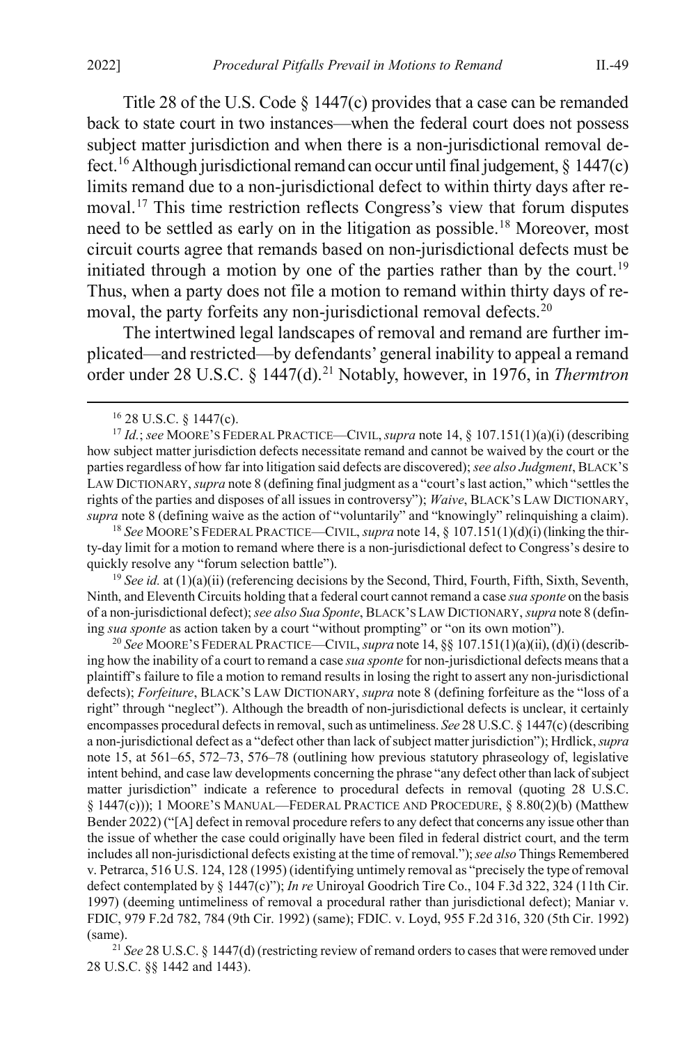Title 28 of the U.S. Code § 1447(c) provides that a case can be remanded back to state court in two instances—when the federal court does not possess subject matter jurisdiction and when there is a non-jurisdictional removal defect.[16] Although jurisdictional remand can occur until final judgement, § 1447(c) limits remand due to a non-jurisdictional defect to within thirty days after removal.[17] This time restriction reflects Congress's view that forum disputes need to be settled as early on in the litigation as possible.[18] Moreover, most circuit courts agree that remands based on non-jurisdictional defects must be initiated through a motion by one of the parties rather than by the court.[19] Thus, when a party does not file a motion to remand within thirty days of removal, the party forfeits any non-jurisdictional removal defects.[20]

The intertwined legal landscapes of removal and remand are further implicated—and restricted—by defendants' general inability to appeal a remand order under 28 U.S.C. § 1447(d).[21] Notably, however, in 1976, in *Thermtron*

---

[16] 28 U.S.C. § 1447(c).

[17] *Id.*; *see* MOORE'S FEDERAL PRACTICE—CIVIL, *supra* note 14, § 107.151(1)(a)(i) (describing how subject matter jurisdiction defects necessitate remand and cannot be waived by the court or the parties regardless of how far into litigation said defects are discovered); *see also Judgment*, BLACK'S LAW DICTIONARY, *supra* note 8 (defining final judgment as a "court's last action," which "settles the rights of the parties and disposes of all issues in controversy"); *Waive*, BLACK'S LAW DICTIONARY, *supra* note 8 (defining waive as the action of "voluntarily" and "knowingly" relinquishing a claim).

[18] *See* MOORE'S FEDERAL PRACTICE—CIVIL, *supra* note 14, § 107.151(1)(d)(i) (linking the thirty-day limit for a motion to remand where there is a non-jurisdictional defect to Congress's desire to quickly resolve any "forum selection battle").

[19] *See id.* at (1)(a)(ii) (referencing decisions by the Second, Third, Fourth, Fifth, Sixth, Seventh, Ninth, and Eleventh Circuits holding that a federal court cannot remand a case *sua sponte* on the basis of a non-jurisdictional defect); *see also Sua Sponte*, BLACK'S LAW DICTIONARY, *supra* note 8 (defining *sua sponte* as action taken by a court "without prompting" or "on its own motion").

[20] *See* MOORE'S FEDERAL PRACTICE—CIVIL, *supra* note 14, §§ 107.151(1)(a)(ii), (d)(i) (describing how the inability of a court to remand a case *sua sponte* for non-jurisdictional defects means that a plaintiff's failure to file a motion to remand results in losing the right to assert any non-jurisdictional defects); *Forfeiture*, BLACK'S LAW DICTIONARY, *supra* note 8 (defining forfeiture as the "loss of a right" through "neglect"). Although the breadth of non-jurisdictional defects is unclear, it certainly encompasses procedural defects in removal, such as untimeliness. *See* 28 U.S.C. § 1447(c) (describing a non-jurisdictional defect as a "defect other than lack of subject matter jurisdiction"); Hrdlick, *supra* note 15, at 561–65, 572–73, 576–78 (outlining how previous statutory phraseology of, legislative intent behind, and case law developments concerning the phrase "any defect other than lack of subject matter jurisdiction" indicate a reference to procedural defects in removal (quoting 28 U.S.C. § 1447(c))); 1 MOORE'S MANUAL—FEDERAL PRACTICE AND PROCEDURE, § 8.80(2)(b) (Matthew Bender 2022) ("[A] defect in removal procedure refers to any defect that concerns any issue other than the issue of whether the case could originally have been filed in federal district court, and the term includes all non-jurisdictional defects existing at the time of removal."); *see also* Things Remembered v. Petrarca, 516 U.S. 124, 128 (1995) (identifying untimely removal as "precisely the type of removal defect contemplated by § 1447(c)"); *In re* Uniroyal Goodrich Tire Co., 104 F.3d 322, 324 (11th Cir. 1997) (deeming untimeliness of removal a procedural rather than jurisdictional defect); Maniar v. FDIC, 979 F.2d 782, 784 (9th Cir. 1992) (same); FDIC. v. Loyd, 955 F.2d 316, 320 (5th Cir. 1992) (same).

[21] *See* 28 U.S.C. § 1447(d) (restricting review of remand orders to cases that were removed under 28 U.S.C. §§ 1442 and 1443).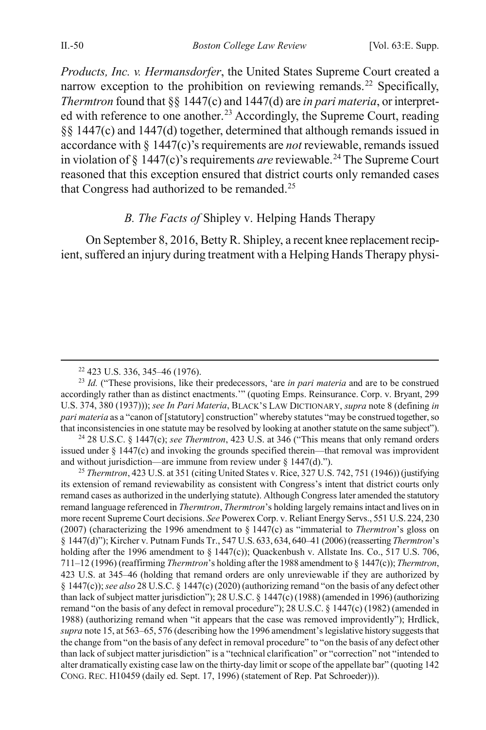*Products, Inc. v. Hermansdorfer*, the United States Supreme Court created a narrow exception to the prohibition on reviewing remands.[22] Specifically, *Thermtron* found that §§ 1447(c) and 1447(d) are *in pari materia*, or interpreted with reference to one another.[23] Accordingly, the Supreme Court, reading §§ 1447(c) and 1447(d) together, determined that although remands issued in accordance with § 1447(c)'s requirements are *not* reviewable, remands issued in violation of § 1447(c)'s requirements *are* reviewable.[24] The Supreme Court reasoned that this exception ensured that district courts only remanded cases that Congress had authorized to be remanded.[25]

### *B. The Facts of* Shipley v. Helping Hands Therapy

On September 8, 2016, Betty R. Shipley, a recent knee replacement recipient, suffered an injury during treatment with a Helping Hands Therapy physi-

---

[22] 423 U.S. 336, 345–46 (1976).

[23] *Id.* ("These provisions, like their predecessors, 'are *in pari materia* and are to be construed accordingly rather than as distinct enactments.'" (quoting Emps. Reinsurance. Corp. v. Bryant, 299 U.S. 374, 380 (1937))); *see In Pari Materia*, BLACK'S LAW DICTIONARY, *supra* note 8 (defining *in pari materia* as a "canon of [statutory] construction" whereby statutes "may be construed together, so that inconsistencies in one statute may be resolved by looking at another statute on the same subject").

[24] 28 U.S.C. § 1447(c); *see Thermtron*, 423 U.S. at 346 ("This means that only remand orders issued under § 1447(c) and invoking the grounds specified therein—that removal was improvident and without jurisdiction—are immune from review under § 1447(d).").

[25] *Thermtron*, 423 U.S. at 351 (citing United States v. Rice, 327 U.S. 742, 751 (1946)) (justifying its extension of remand reviewability as consistent with Congress's intent that district courts only remand cases as authorized in the underlying statute). Although Congress later amended the statutory remand language referenced in *Thermtron*, *Thermtron*'s holding largely remains intact and lives on in more recent Supreme Court decisions. *See* Powerex Corp. v. Reliant Energy Servs., 551 U.S. 224, 230 (2007) (characterizing the 1996 amendment to § 1447(c) as "immaterial to *Thermtron*'s gloss on § 1447(d)"); Kircher v. Putnam Funds Tr., 547 U.S. 633, 634, 640–41 (2006) (reasserting *Thermtron*'s holding after the 1996 amendment to § 1447(c)); Quackenbush v. Allstate Ins. Co., 517 U.S. 706, 711–12 (1996) (reaffirming *Thermtron*'s holding after the 1988 amendment to § 1447(c)); *Thermtron*, 423 U.S. at 345–46 (holding that remand orders are only unreviewable if they are authorized by § 1447(c)); *see also* 28 U.S.C. § 1447(c) (2020) (authorizing remand "on the basis of any defect other than lack of subject matter jurisdiction"); 28 U.S.C. § 1447(c) (1988) (amended in 1996) (authorizing remand "on the basis of any defect in removal procedure"); 28 U.S.C. § 1447(c) (1982) (amended in 1988) (authorizing remand when "it appears that the case was removed improvidently"); Hrdlick, *supra* note 15, at 563–65, 576 (describing how the 1996 amendment's legislative history suggests that the change from "on the basis of any defect in removal procedure" to "on the basis of any defect other than lack of subject matter jurisdiction" is a "technical clarification" or "correction" not "intended to alter dramatically existing case law on the thirty-day limit or scope of the appellate bar" (quoting 142 CONG. REC. H10459 (daily ed. Sept. 17, 1996) (statement of Rep. Pat Schroeder))).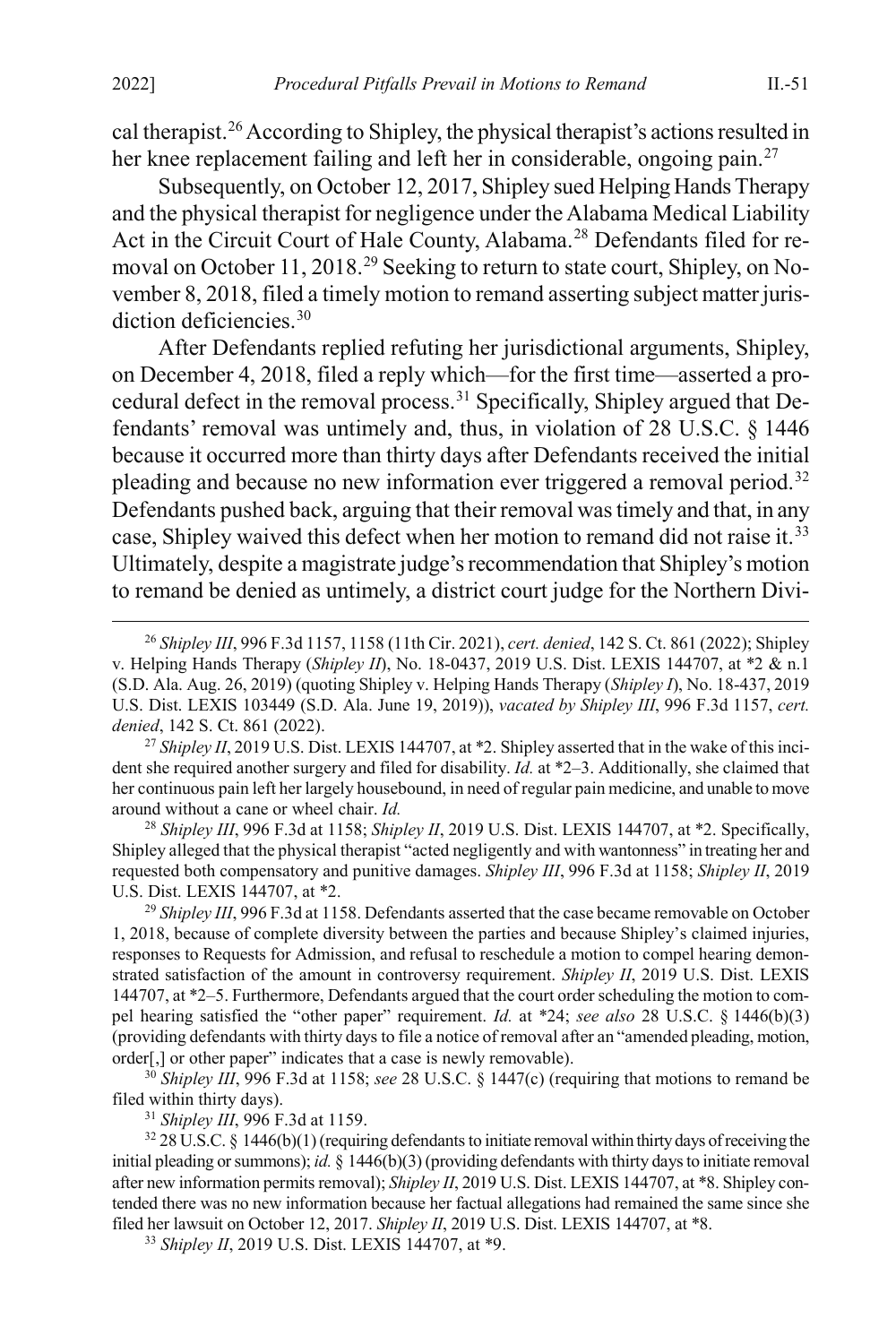cal therapist.[26] According to Shipley, the physical therapist's actions resulted in her knee replacement failing and left her in considerable, ongoing pain.[27]

Subsequently, on October 12, 2017, Shipley sued Helping Hands Therapy and the physical therapist for negligence under the Alabama Medical Liability Act in the Circuit Court of Hale County, Alabama.[28] Defendants filed for removal on October 11, 2018.[29] Seeking to return to state court, Shipley, on November 8, 2018, filed a timely motion to remand asserting subject matter jurisdiction deficiencies.[30]

After Defendants replied refuting her jurisdictional arguments, Shipley, on December 4, 2018, filed a reply which—for the first time—asserted a procedural defect in the removal process.[31] Specifically, Shipley argued that Defendants' removal was untimely and, thus, in violation of 28 U.S.C. § 1446 because it occurred more than thirty days after Defendants received the initial pleading and because no new information ever triggered a removal period.[32] Defendants pushed back, arguing that their removal was timely and that, in any case, Shipley waived this defect when her motion to remand did not raise it.[33] Ultimately, despite a magistrate judge's recommendation that Shipley's motion to remand be denied as untimely, a district court judge for the Northern Divi-

---

[26] *Shipley III*, 996 F.3d 1157, 1158 (11th Cir. 2021), *cert. denied*, 142 S. Ct. 861 (2022); Shipley v. Helping Hands Therapy (*Shipley II*), No. 18-0437, 2019 U.S. Dist. LEXIS 144707, at *2 & n.1 (S.D. Ala. Aug. 26, 2019) (quoting Shipley v. Helping Hands Therapy (*Shipley I*), No. 18-437, 2019 U.S. Dist. LEXIS 103449 (S.D. Ala. June 19, 2019)), *vacated by Shipley III*, 996 F.3d 1157, *cert. denied*, 142 S. Ct. 861 (2022).

[27] *Shipley II*, 2019 U.S. Dist. LEXIS 144707, at *2. Shipley asserted that in the wake of this incident she required another surgery and filed for disability. *Id.* at *2–3. Additionally, she claimed that her continuous pain left her largely housebound, in need of regular pain medicine, and unable to move around without a cane or wheel chair. *Id.*

[28] *Shipley III*, 996 F.3d at 1158; *Shipley II*, 2019 U.S. Dist. LEXIS 144707, at *2. Specifically, Shipley alleged that the physical therapist "acted negligently and with wantonness" in treating her and requested both compensatory and punitive damages. *Shipley III*, 996 F.3d at 1158; *Shipley II*, 2019 U.S. Dist. LEXIS 144707, at *2.

[29] *Shipley III*, 996 F.3d at 1158. Defendants asserted that the case became removable on October 1, 2018, because of complete diversity between the parties and because Shipley's claimed injuries, responses to Requests for Admission, and refusal to reschedule a motion to compel hearing demonstrated satisfaction of the amount in controversy requirement. *Shipley II*, 2019 U.S. Dist. LEXIS 144707, at *2–5. Furthermore, Defendants argued that the court order scheduling the motion to compel hearing satisfied the "other paper" requirement. *Id.* at *24; *see also* 28 U.S.C. § 1446(b)(3) (providing defendants with thirty days to file a notice of removal after an "amended pleading, motion, order[,] or other paper" indicates that a case is newly removable).

[30] *Shipley III*, 996 F.3d at 1158; *see* 28 U.S.C. § 1447(c) (requiring that motions to remand be filed within thirty days).

[31] *Shipley III*, 996 F.3d at 1159.

[32] 28 U.S.C. § 1446(b)(1) (requiring defendants to initiate removal within thirty days of receiving the initial pleading or summons); *id.* § 1446(b)(3) (providing defendants with thirty days to initiate removal after new information permits removal); *Shipley II*, 2019 U.S. Dist. LEXIS 144707, at *8. Shipley contended there was no new information because her factual allegations had remained the same since she filed her lawsuit on October 12, 2017. *Shipley II*, 2019 U.S. Dist. LEXIS 144707, at *8.

[33] *Shipley II*, 2019 U.S. Dist. LEXIS 144707, at *9.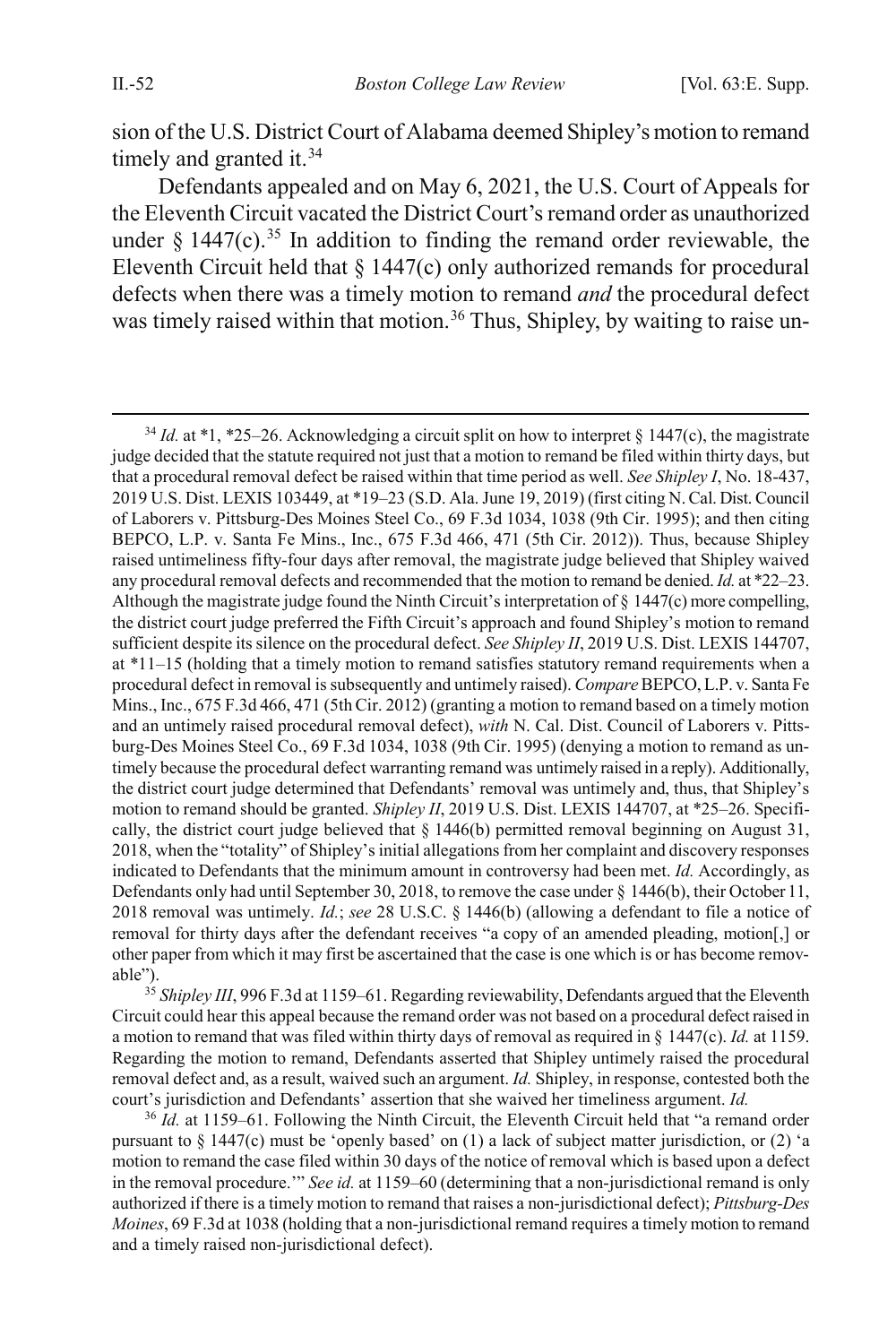sion of the U.S. District Court of Alabama deemed Shipley's motion to remand timely and granted it.[34]

Defendants appealed and on May 6, 2021, the U.S. Court of Appeals for the Eleventh Circuit vacated the District Court's remand order as unauthorized under § 1447(c).[35] In addition to finding the remand order reviewable, the Eleventh Circuit held that § 1447(c) only authorized remands for procedural defects when there was a timely motion to remand *and* the procedural defect was timely raised within that motion.[36] Thus, Shipley, by waiting to raise un-

---

[34] *Id.* at *1, *25–26. Acknowledging a circuit split on how to interpret § 1447(c), the magistrate judge decided that the statute required not just that a motion to remand be filed within thirty days, but that a procedural removal defect be raised within that time period as well. *See Shipley I*, No. 18-437, 2019 U.S. Dist. LEXIS 103449, at *19–23 (S.D. Ala. June 19, 2019) (first citing N. Cal. Dist. Council of Laborers v. Pittsburg-Des Moines Steel Co., 69 F.3d 1034, 1038 (9th Cir. 1995); and then citing BEPCO, L.P. v. Santa Fe Mins., Inc., 675 F.3d 466, 471 (5th Cir. 2012)). Thus, because Shipley raised untimeliness fifty-four days after removal, the magistrate judge believed that Shipley waived any procedural removal defects and recommended that the motion to remand be denied. *Id.* at *22–23. Although the magistrate judge found the Ninth Circuit's interpretation of § 1447(c) more compelling, the district court judge preferred the Fifth Circuit's approach and found Shipley's motion to remand sufficient despite its silence on the procedural defect. *See Shipley II*, 2019 U.S. Dist. LEXIS 144707, at *11–15 (holding that a timely motion to remand satisfies statutory remand requirements when a procedural defect in removal is subsequently and untimely raised). *Compare* BEPCO, L.P. v. Santa Fe Mins., Inc., 675 F.3d 466, 471 (5th Cir. 2012) (granting a motion to remand based on a timely motion and an untimely raised procedural removal defect), *with* N. Cal. Dist. Council of Laborers v. Pittsburg-Des Moines Steel Co., 69 F.3d 1034, 1038 (9th Cir. 1995) (denying a motion to remand as untimely because the procedural defect warranting remand was untimely raised in a reply). Additionally, the district court judge determined that Defendants' removal was untimely and, thus, that Shipley's motion to remand should be granted. *Shipley II*, 2019 U.S. Dist. LEXIS 144707, at *25–26. Specifically, the district court judge believed that § 1446(b) permitted removal beginning on August 31, 2018, when the "totality" of Shipley's initial allegations from her complaint and discovery responses indicated to Defendants that the minimum amount in controversy had been met. *Id.* Accordingly, as Defendants only had until September 30, 2018, to remove the case under § 1446(b), their October 11, 2018 removal was untimely. *Id.*; *see* 28 U.S.C. § 1446(b) (allowing a defendant to file a notice of removal for thirty days after the defendant receives "a copy of an amended pleading, motion[,] or other paper from which it may first be ascertained that the case is one which is or has become removable").

[35] *Shipley III*, 996 F.3d at 1159–61. Regarding reviewability, Defendants argued that the Eleventh Circuit could hear this appeal because the remand order was not based on a procedural defect raised in a motion to remand that was filed within thirty days of removal as required in § 1447(c). *Id.* at 1159. Regarding the motion to remand, Defendants asserted that Shipley untimely raised the procedural removal defect and, as a result, waived such an argument. *Id.* Shipley, in response, contested both the court's jurisdiction and Defendants' assertion that she waived her timeliness argument. *Id.*

[36] *Id.* at 1159–61. Following the Ninth Circuit, the Eleventh Circuit held that "a remand order pursuant to § 1447(c) must be 'openly based' on (1) a lack of subject matter jurisdiction, or (2) 'a motion to remand the case filed within 30 days of the notice of removal which is based upon a defect in the removal procedure.'" *See id.* at 1159–60 (determining that a non-jurisdictional remand is only authorized if there is a timely motion to remand that raises a non-jurisdictional defect); *Pittsburg-Des Moines*, 69 F.3d at 1038 (holding that a non-jurisdictional remand requires a timely motion to remand and a timely raised non-jurisdictional defect).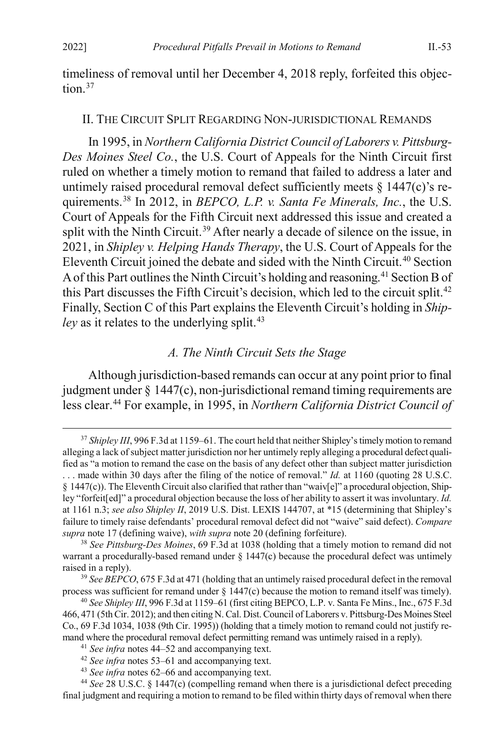timeliness of removal until her December 4, 2018 reply, forfeited this objection.[37]

## II. The Circuit Split Regarding Non-jurisdictional Remands

In 1995, in *Northern California District Council of Laborers v. Pittsburg-Des Moines Steel Co.*, the U.S. Court of Appeals for the Ninth Circuit first ruled on whether a timely motion to remand that failed to address a later and untimely raised procedural removal defect sufficiently meets § 1447(c)'s requirements.[38] In 2012, in *BEPCO, L.P. v. Santa Fe Minerals, Inc.*, the U.S. Court of Appeals for the Fifth Circuit next addressed this issue and created a split with the Ninth Circuit.[39] After nearly a decade of silence on the issue, in 2021, in *Shipley v. Helping Hands Therapy*, the U.S. Court of Appeals for the Eleventh Circuit joined the debate and sided with the Ninth Circuit.[40] Section A of this Part outlines the Ninth Circuit's holding and reasoning.[41] Section B of this Part discusses the Fifth Circuit's decision, which led to the circuit split.[42] Finally, Section C of this Part explains the Eleventh Circuit's holding in *Shipley* as it relates to the underlying split.[43]

### *A. The Ninth Circuit Sets the Stage*

Although jurisdiction-based remands can occur at any point prior to final judgment under § 1447(c), non-jurisdictional remand timing requirements are less clear.[44] For example, in 1995, in *Northern California District Council of*

---

[37] *Shipley III*, 996 F.3d at 1159–61. The court held that neither Shipley's timely motion to remand alleging a lack of subject matter jurisdiction nor her untimely reply alleging a procedural defect qualified as "a motion to remand the case on the basis of any defect other than subject matter jurisdiction . . . made within 30 days after the filing of the notice of removal." *Id.* at 1160 (quoting 28 U.S.C. § 1447(c)). The Eleventh Circuit also clarified that rather than "waiv[e]" a procedural objection, Shipley "forfeit[ed]" a procedural objection because the loss of her ability to assert it was involuntary. *Id.* at 1161 n.3; *see also Shipley II*, 2019 U.S. Dist. LEXIS 144707, at *15 (determining that Shipley's failure to timely raise defendants' procedural removal defect did not "waive" said defect). *Compare supra* note 17 (defining waive), *with supra* note 20 (defining forfeiture).

[38] *See Pittsburg-Des Moines*, 69 F.3d at 1038 (holding that a timely motion to remand did not warrant a procedurally-based remand under § 1447(c) because the procedural defect was untimely raised in a reply).

[39] *See BEPCO*, 675 F.3d at 471 (holding that an untimely raised procedural defect in the removal process was sufficient for remand under § 1447(c) because the motion to remand itself was timely).

[40] *See Shipley III*, 996 F.3d at 1159–61 (first citing BEPCO, L.P. v. Santa Fe Mins., Inc., 675 F.3d 466, 471 (5th Cir. 2012); and then citing N. Cal. Dist. Council of Laborers v. Pittsburg-Des Moines Steel Co., 69 F.3d 1034, 1038 (9th Cir. 1995)) (holding that a timely motion to remand could not justify remand where the procedural removal defect permitting remand was untimely raised in a reply).

[41] *See infra* notes 44–52 and accompanying text.

[42] *See infra* notes 53–61 and accompanying text.

[43] *See infra* notes 62–66 and accompanying text.

[44] *See* 28 U.S.C. § 1447(c) (compelling remand when there is a jurisdictional defect preceding final judgment and requiring a motion to remand to be filed within thirty days of removal when there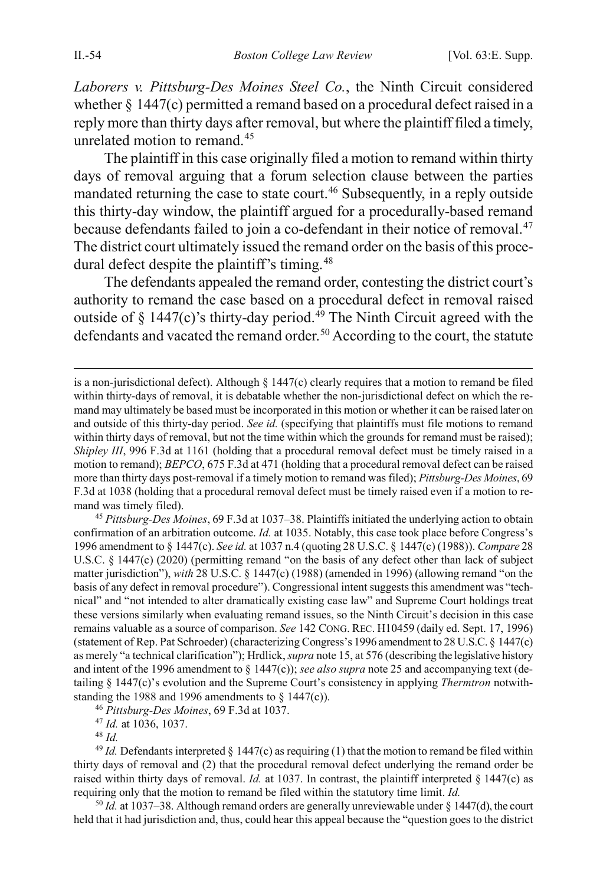*Laborers v. Pittsburg-Des Moines Steel Co.*, the Ninth Circuit considered whether § 1447(c) permitted a remand based on a procedural defect raised in a reply more than thirty days after removal, but where the plaintiff filed a timely, unrelated motion to remand.[45]

The plaintiff in this case originally filed a motion to remand within thirty days of removal arguing that a forum selection clause between the parties mandated returning the case to state court.[46] Subsequently, in a reply outside this thirty-day window, the plaintiff argued for a procedurally-based remand because defendants failed to join a co-defendant in their notice of removal.[47] The district court ultimately issued the remand order on the basis of this procedural defect despite the plaintiff's timing.[48]

The defendants appealed the remand order, contesting the district court's authority to remand the case based on a procedural defect in removal raised outside of § 1447(c)'s thirty-day period.[49] The Ninth Circuit agreed with the defendants and vacated the remand order.[50] According to the court, the statute

---

is a non-jurisdictional defect). Although § 1447(c) clearly requires that a motion to remand be filed within thirty-days of removal, it is debatable whether the non-jurisdictional defect on which the remand may ultimately be based must be incorporated in this motion or whether it can be raised later on and outside of this thirty-day period. *See id.* (specifying that plaintiffs must file motions to remand within thirty days of removal, but not the time within which the grounds for remand must be raised); *Shipley III*, 996 F.3d at 1161 (holding that a procedural removal defect must be timely raised in a motion to remand); *BEPCO*, 675 F.3d at 471 (holding that a procedural removal defect can be raised more than thirty days post-removal if a timely motion to remand was filed); *Pittsburg-Des Moines*, 69 F.3d at 1038 (holding that a procedural removal defect must be timely raised even if a motion to remand was timely filed).

[45] *Pittsburg-Des Moines*, 69 F.3d at 1037–38. Plaintiffs initiated the underlying action to obtain confirmation of an arbitration outcome. *Id.* at 1035. Notably, this case took place before Congress's 1996 amendment to § 1447(c). *See id.* at 1037 n.4 (quoting 28 U.S.C. § 1447(c) (1988)). *Compare* 28 U.S.C. § 1447(c) (2020) (permitting remand "on the basis of any defect other than lack of subject matter jurisdiction"), *with* 28 U.S.C. § 1447(c) (1988) (amended in 1996) (allowing remand "on the basis of any defect in removal procedure"). Congressional intent suggests this amendment was "technical" and "not intended to alter dramatically existing case law" and Supreme Court holdings treat these versions similarly when evaluating remand issues, so the Ninth Circuit's decision in this case remains valuable as a source of comparison. *See* 142 CONG. REC. H10459 (daily ed. Sept. 17, 1996) (statement of Rep. Pat Schroeder) (characterizing Congress's 1996 amendment to 28 U.S.C. § 1447(c) as merely "a technical clarification"); Hrdlick, *supra* note 15, at 576 (describing the legislative history and intent of the 1996 amendment to § 1447(c)); *see also supra* note 25 and accompanying text (detailing § 1447(c)'s evolution and the Supreme Court's consistency in applying *Thermtron* notwithstanding the 1988 and 1996 amendments to § 1447(c)).

[46] *Pittsburg-Des Moines*, 69 F.3d at 1037.

[47] *Id.* at 1036, 1037.

[48] *Id.*

[49] *Id.* Defendants interpreted § 1447(c) as requiring (1) that the motion to remand be filed within thirty days of removal and (2) that the procedural removal defect underlying the remand order be raised within thirty days of removal. *Id.* at 1037. In contrast, the plaintiff interpreted § 1447(c) as requiring only that the motion to remand be filed within the statutory time limit. *Id.*

[50] *Id.* at 1037–38. Although remand orders are generally unreviewable under § 1447(d), the court held that it had jurisdiction and, thus, could hear this appeal because the "question goes to the district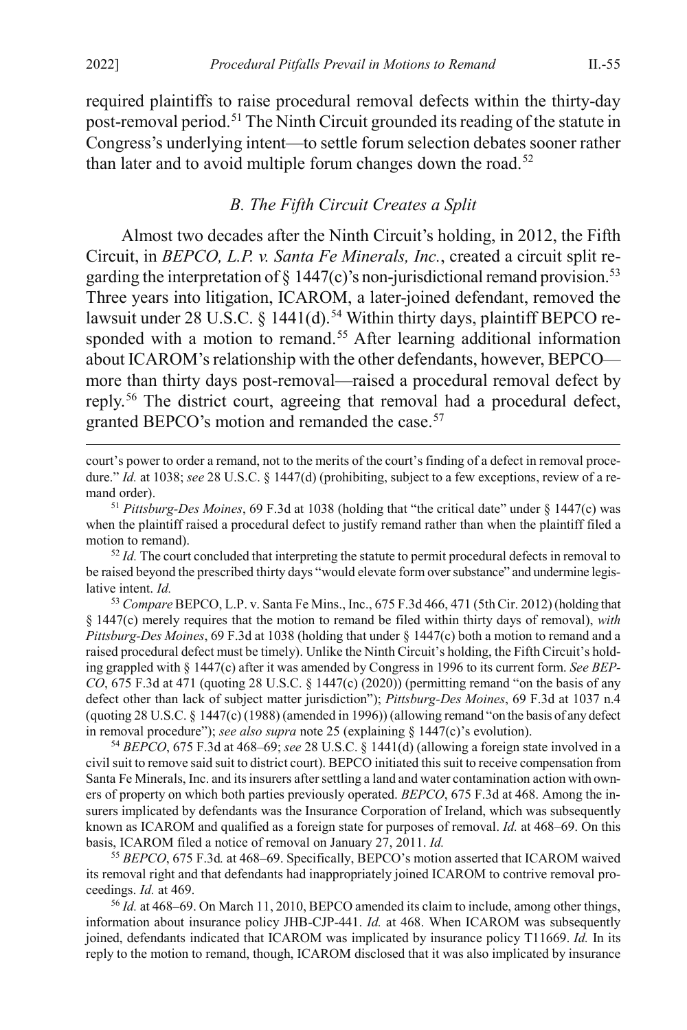required plaintiffs to raise procedural removal defects within the thirty-day post-removal period.[51] The Ninth Circuit grounded its reading of the statute in Congress's underlying intent—to settle forum selection debates sooner rather than later and to avoid multiple forum changes down the road.[52]

### *B. The Fifth Circuit Creates a Split*

Almost two decades after the Ninth Circuit's holding, in 2012, the Fifth Circuit, in *BEPCO, L.P. v. Santa Fe Minerals, Inc.*, created a circuit split regarding the interpretation of § 1447(c)'s non-jurisdictional remand provision.[53] Three years into litigation, ICAROM, a later-joined defendant, removed the lawsuit under 28 U.S.C. § 1441(d).[54] Within thirty days, plaintiff BEPCO responded with a motion to remand.[55] After learning additional information about ICAROM's relationship with the other defendants, however, BEPCO—more than thirty days post-removal—raised a procedural removal defect by reply.[56] The district court, agreeing that removal had a procedural defect, granted BEPCO's motion and remanded the case.[57]

---

court's power to order a remand, not to the merits of the court's finding of a defect in removal procedure." *Id.* at 1038; *see* 28 U.S.C. § 1447(d) (prohibiting, subject to a few exceptions, review of a remand order).

[51] *Pittsburg-Des Moines*, 69 F.3d at 1038 (holding that "the critical date" under § 1447(c) was when the plaintiff raised a procedural defect to justify remand rather than when the plaintiff filed a motion to remand).

[52] *Id.* The court concluded that interpreting the statute to permit procedural defects in removal to be raised beyond the prescribed thirty days "would elevate form over substance" and undermine legislative intent. *Id.*

[53] *Compare* BEPCO, L.P. v. Santa Fe Mins., Inc., 675 F.3d 466, 471 (5th Cir. 2012) (holding that § 1447(c) merely requires that the motion to remand be filed within thirty days of removal), *with Pittsburg-Des Moines*, 69 F.3d at 1038 (holding that under § 1447(c) both a motion to remand and a raised procedural defect must be timely). Unlike the Ninth Circuit's holding, the Fifth Circuit's holding grappled with § 1447(c) after it was amended by Congress in 1996 to its current form. *See BEPCO*, 675 F.3d at 471 (quoting 28 U.S.C. § 1447(c) (2020)) (permitting remand "on the basis of any defect other than lack of subject matter jurisdiction"); *Pittsburg-Des Moines*, 69 F.3d at 1037 n.4 (quoting 28 U.S.C. § 1447(c) (1988) (amended in 1996)) (allowing remand "on the basis of any defect in removal procedure"); *see also supra* note 25 (explaining § 1447(c)'s evolution).

[54] *BEPCO*, 675 F.3d at 468–69; *see* 28 U.S.C. § 1441(d) (allowing a foreign state involved in a civil suit to remove said suit to district court). BEPCO initiated this suit to receive compensation from Santa Fe Minerals, Inc. and its insurers after settling a land and water contamination action with owners of property on which both parties previously operated. *BEPCO*, 675 F.3d at 468. Among the insurers implicated by defendants was the Insurance Corporation of Ireland, which was subsequently known as ICAROM and qualified as a foreign state for purposes of removal. *Id.* at 468–69. On this basis, ICAROM filed a notice of removal on January 27, 2011. *Id.*

[55] *BEPCO*, 675 F.3d. at 468–69. Specifically, BEPCO's motion asserted that ICAROM waived its removal right and that defendants had inappropriately joined ICAROM to contrive removal proceedings. *Id.* at 469.

[56] *Id.* at 468–69. On March 11, 2010, BEPCO amended its claim to include, among other things, information about insurance policy JHB-CJP-441. *Id.* at 468. When ICAROM was subsequently joined, defendants indicated that ICAROM was implicated by insurance policy T11669. *Id.* In its reply to the motion to remand, though, ICAROM disclosed that it was also implicated by insurance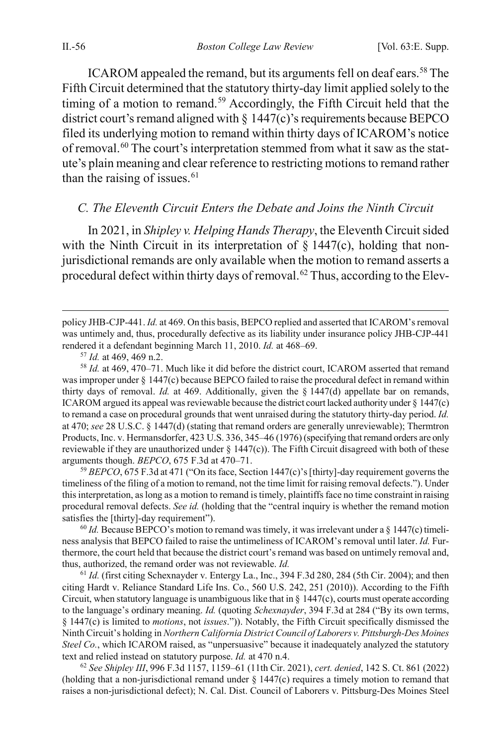ICAROM appealed the remand, but its arguments fell on deaf ears.[58] The Fifth Circuit determined that the statutory thirty-day limit applied solely to the timing of a motion to remand.[59] Accordingly, the Fifth Circuit held that the district court's remand aligned with § 1447(c)'s requirements because BEPCO filed its underlying motion to remand within thirty days of ICAROM's notice of removal.[60] The court's interpretation stemmed from what it saw as the statute's plain meaning and clear reference to restricting motions to remand rather than the raising of issues.[61]

### *C. The Eleventh Circuit Enters the Debate and Joins the Ninth Circuit*

In 2021, in *Shipley v. Helping Hands Therapy*, the Eleventh Circuit sided with the Ninth Circuit in its interpretation of § 1447(c), holding that non-jurisdictional remands are only available when the motion to remand asserts a procedural defect within thirty days of removal.[62] Thus, according to the Elev-

---

policy JHB-CJP-441. *Id.* at 469. On this basis, BEPCO replied and asserted that ICAROM's removal was untimely and, thus, procedurally defective as its liability under insurance policy JHB-CJP-441 rendered it a defendant beginning March 11, 2010. *Id.* at 468–69.

[57] *Id.* at 469, 469 n.2.

[58] *Id.* at 469, 470–71. Much like it did before the district court, ICAROM asserted that remand was improper under § 1447(c) because BEPCO failed to raise the procedural defect in remand within thirty days of removal. *Id.* at 469. Additionally, given the § 1447(d) appellate bar on remands, ICAROM argued its appeal was reviewable because the district court lacked authority under § 1447(c) to remand a case on procedural grounds that went unraised during the statutory thirty-day period. *Id.* at 470; *see* 28 U.S.C. § 1447(d) (stating that remand orders are generally unreviewable); Thermtron Products, Inc. v. Hermansdorfer, 423 U.S. 336, 345–46 (1976) (specifying that remand orders are only reviewable if they are unauthorized under § 1447(c)). The Fifth Circuit disagreed with both of these arguments though. *BEPCO*, 675 F.3d at 470–71.

[59] *BEPCO*, 675 F.3d at 471 ("On its face, Section 1447(c)'s [thirty]-day requirement governs the timeliness of the filing of a motion to remand, not the time limit for raising removal defects."). Under this interpretation, as long as a motion to remand is timely, plaintiffs face no time constraint in raising procedural removal defects. *See id.* (holding that the "central inquiry is whether the remand motion satisfies the [thirty]-day requirement").

[60] *Id.* Because BEPCO's motion to remand was timely, it was irrelevant under a § 1447(c) timeliness analysis that BEPCO failed to raise the untimeliness of ICAROM's removal until later. *Id.* Furthermore, the court held that because the district court's remand was based on untimely removal and, thus, authorized, the remand order was not reviewable. *Id.*

[61] *Id.* (first citing Schexnayder v. Entergy La., Inc., 394 F.3d 280, 284 (5th Cir. 2004); and then citing Hardt v. Reliance Standard Life Ins. Co., 560 U.S. 242, 251 (2010)). According to the Fifth Circuit, when statutory language is unambiguous like that in § 1447(c), courts must operate according to the language's ordinary meaning. *Id.* (quoting *Schexnayder*, 394 F.3d at 284 ("By its own terms, § 1447(c) is limited to *motions*, not *issues*.")). Notably, the Fifth Circuit specifically dismissed the Ninth Circuit's holding in *Northern California District Council of Laborers v. Pittsburgh-Des Moines Steel Co.*, which ICAROM raised, as "unpersuasive" because it inadequately analyzed the statutory text and relied instead on statutory purpose. *Id.* at 470 n.4.

[62] *See Shipley III*, 996 F.3d 1157, 1159–61 (11th Cir. 2021), *cert. denied*, 142 S. Ct. 861 (2022) (holding that a non-jurisdictional remand under § 1447(c) requires a timely motion to remand that raises a non-jurisdictional defect); N. Cal. Dist. Council of Laborers v. Pittsburg-Des Moines Steel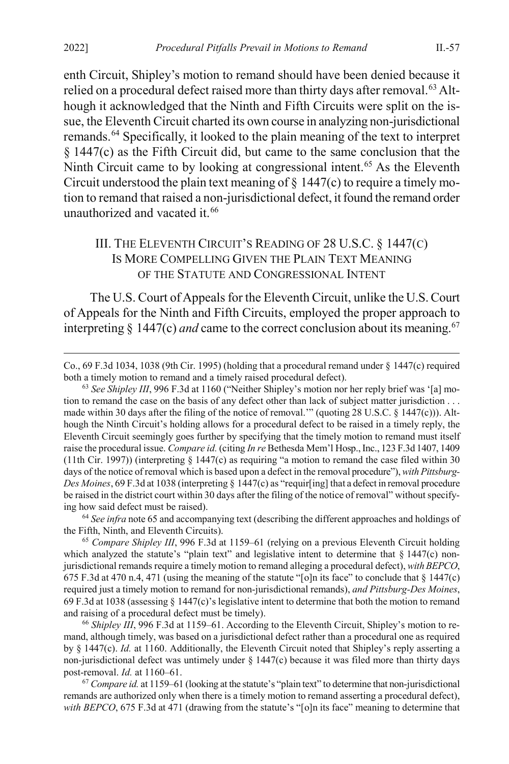enth Circuit, Shipley's motion to remand should have been denied because it relied on a procedural defect raised more than thirty days after removal.[63] Although it acknowledged that the Ninth and Fifth Circuits were split on the issue, the Eleventh Circuit charted its own course in analyzing non-jurisdictional remands.[64] Specifically, it looked to the plain meaning of the text to interpret § 1447(c) as the Fifth Circuit did, but came to the same conclusion that the Ninth Circuit came to by looking at congressional intent.[65] As the Eleventh Circuit understood the plain text meaning of § 1447(c) to require a timely motion to remand that raised a non-jurisdictional defect, it found the remand order unauthorized and vacated it.[66]

## III. THE ELEVENTH CIRCUIT'S READING OF 28 U.S.C. § 1447(C) IS MORE COMPELLING GIVEN THE PLAIN TEXT MEANING OF THE STATUTE AND CONGRESSIONAL INTENT

The U.S. Court of Appeals for the Eleventh Circuit, unlike the U.S. Court of Appeals for the Ninth and Fifth Circuits, employed the proper approach to interpreting § 1447(c) *and* came to the correct conclusion about its meaning.[67]

---

Co., 69 F.3d 1034, 1038 (9th Cir. 1995) (holding that a procedural remand under § 1447(c) required both a timely motion to remand and a timely raised procedural defect).

[63] *See Shipley III*, 996 F.3d at 1160 ("Neither Shipley's motion nor her reply brief was '[a] motion to remand the case on the basis of any defect other than lack of subject matter jurisdiction . . . made within 30 days after the filing of the notice of removal.'" (quoting 28 U.S.C. § 1447(c))). Although the Ninth Circuit's holding allows for a procedural defect to be raised in a timely reply, the Eleventh Circuit seemingly goes further by specifying that the timely motion to remand must itself raise the procedural issue. *Compare id.* (citing *In re* Bethesda Mem'l Hosp., Inc., 123 F.3d 1407, 1409 (11th Cir. 1997)) (interpreting § 1447(c) as requiring "a motion to remand the case filed within 30 days of the notice of removal which is based upon a defect in the removal procedure"), *with Pittsburg-Des Moines*, 69 F.3d at 1038 (interpreting § 1447(c) as "requir[ing] that a defect in removal procedure be raised in the district court within 30 days after the filing of the notice of removal" without specifying how said defect must be raised).

[64] *See infra* note 65 and accompanying text (describing the different approaches and holdings of the Fifth, Ninth, and Eleventh Circuits).

[65] *Compare Shipley III*, 996 F.3d at 1159–61 (relying on a previous Eleventh Circuit holding which analyzed the statute's "plain text" and legislative intent to determine that § 1447(c) non-jurisdictional remands require a timely motion to remand alleging a procedural defect), *with BEPCO*, 675 F.3d at 470 n.4, 471 (using the meaning of the statute "[o]n its face" to conclude that § 1447(c) required just a timely motion to remand for non-jurisdictional remands), *and Pittsburg-Des Moines*, 69 F.3d at 1038 (assessing § 1447(c)'s legislative intent to determine that both the motion to remand and raising of a procedural defect must be timely).

[66] *Shipley III*, 996 F.3d at 1159–61. According to the Eleventh Circuit, Shipley's motion to remand, although timely, was based on a jurisdictional defect rather than a procedural one as required by § 1447(c). *Id.* at 1160. Additionally, the Eleventh Circuit noted that Shipley's reply asserting a non-jurisdictional defect was untimely under § 1447(c) because it was filed more than thirty days post-removal. *Id.* at 1160–61.

[67] *Compare id.* at 1159–61 (looking at the statute's "plain text" to determine that non-jurisdictional remands are authorized only when there is a timely motion to remand asserting a procedural defect), *with BEPCO*, 675 F.3d at 471 (drawing from the statute's "[o]n its face" meaning to determine that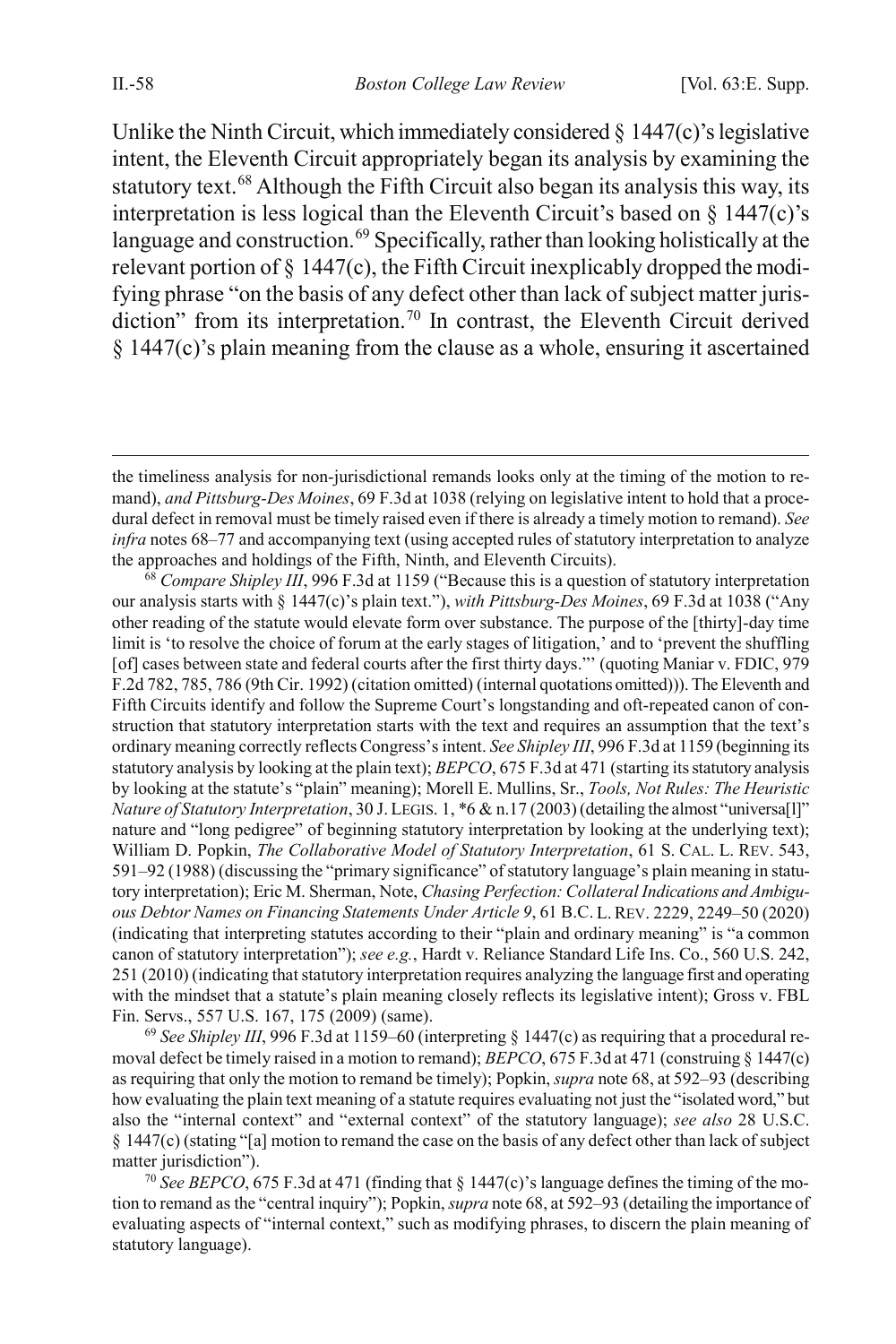Unlike the Ninth Circuit, which immediately considered § 1447(c)'s legislative intent, the Eleventh Circuit appropriately began its analysis by examining the statutory text.[68] Although the Fifth Circuit also began its analysis this way, its interpretation is less logical than the Eleventh Circuit's based on § 1447(c)'s language and construction.[69] Specifically, rather than looking holistically at the relevant portion of § 1447(c), the Fifth Circuit inexplicably dropped the modifying phrase "on the basis of any defect other than lack of subject matter jurisdiction" from its interpretation.[70] In contrast, the Eleventh Circuit derived § 1447(c)'s plain meaning from the clause as a whole, ensuring it ascertained

---

the timeliness analysis for non-jurisdictional remands looks only at the timing of the motion to remand), *and Pittsburg-Des Moines*, 69 F.3d at 1038 (relying on legislative intent to hold that a procedural defect in removal must be timely raised even if there is already a timely motion to remand). *See infra* notes 68–77 and accompanying text (using accepted rules of statutory interpretation to analyze the approaches and holdings of the Fifth, Ninth, and Eleventh Circuits).

[68] *Compare Shipley III*, 996 F.3d at 1159 ("Because this is a question of statutory interpretation our analysis starts with § 1447(c)'s plain text."), *with Pittsburg-Des Moines*, 69 F.3d at 1038 ("Any other reading of the statute would elevate form over substance. The purpose of the [thirty]-day time limit is 'to resolve the choice of forum at the early stages of litigation,' and to 'prevent the shuffling [of] cases between state and federal courts after the first thirty days."' (quoting Maniar v. FDIC, 979 F.2d 782, 785, 786 (9th Cir. 1992) (citation omitted) (internal quotations omitted))). The Eleventh and Fifth Circuits identify and follow the Supreme Court's longstanding and oft-repeated canon of construction that statutory interpretation starts with the text and requires an assumption that the text's ordinary meaning correctly reflects Congress's intent. *See Shipley III*, 996 F.3d at 1159 (beginning its statutory analysis by looking at the plain text); *BEPCO*, 675 F.3d at 471 (starting its statutory analysis by looking at the statute's "plain" meaning); Morell E. Mullins, Sr., *Tools, Not Rules: The Heuristic Nature of Statutory Interpretation*, 30 J. LEGIS. 1, *6 & n.17 (2003) (detailing the almost "universa[l]" nature and "long pedigree" of beginning statutory interpretation by looking at the underlying text); William D. Popkin, *The Collaborative Model of Statutory Interpretation*, 61 S. CAL. L. REV. 543, 591–92 (1988) (discussing the "primary significance" of statutory language's plain meaning in statutory interpretation); Eric M. Sherman, Note, *Chasing Perfection: Collateral Indications and Ambiguous Debtor Names on Financing Statements Under Article 9*, 61 B.C. L. REV. 2229, 2249–50 (2020) (indicating that interpreting statutes according to their "plain and ordinary meaning" is "a common canon of statutory interpretation"); *see e.g.*, Hardt v. Reliance Standard Life Ins. Co., 560 U.S. 242, 251 (2010) (indicating that statutory interpretation requires analyzing the language first and operating with the mindset that a statute's plain meaning closely reflects its legislative intent); Gross v. FBL Fin. Servs., 557 U.S. 167, 175 (2009) (same).

[69] *See Shipley III*, 996 F.3d at 1159–60 (interpreting § 1447(c) as requiring that a procedural removal defect be timely raised in a motion to remand); *BEPCO*, 675 F.3d at 471 (construing § 1447(c) as requiring that only the motion to remand be timely); Popkin, *supra* note 68, at 592–93 (describing how evaluating the plain text meaning of a statute requires evaluating not just the "isolated word," but also the "internal context" and "external context" of the statutory language); *see also* 28 U.S.C. § 1447(c) (stating "[a] motion to remand the case on the basis of any defect other than lack of subject matter jurisdiction").

[70] *See BEPCO*, 675 F.3d at 471 (finding that § 1447(c)'s language defines the timing of the motion to remand as the "central inquiry"); Popkin, *supra* note 68, at 592–93 (detailing the importance of evaluating aspects of "internal context," such as modifying phrases, to discern the plain meaning of statutory language).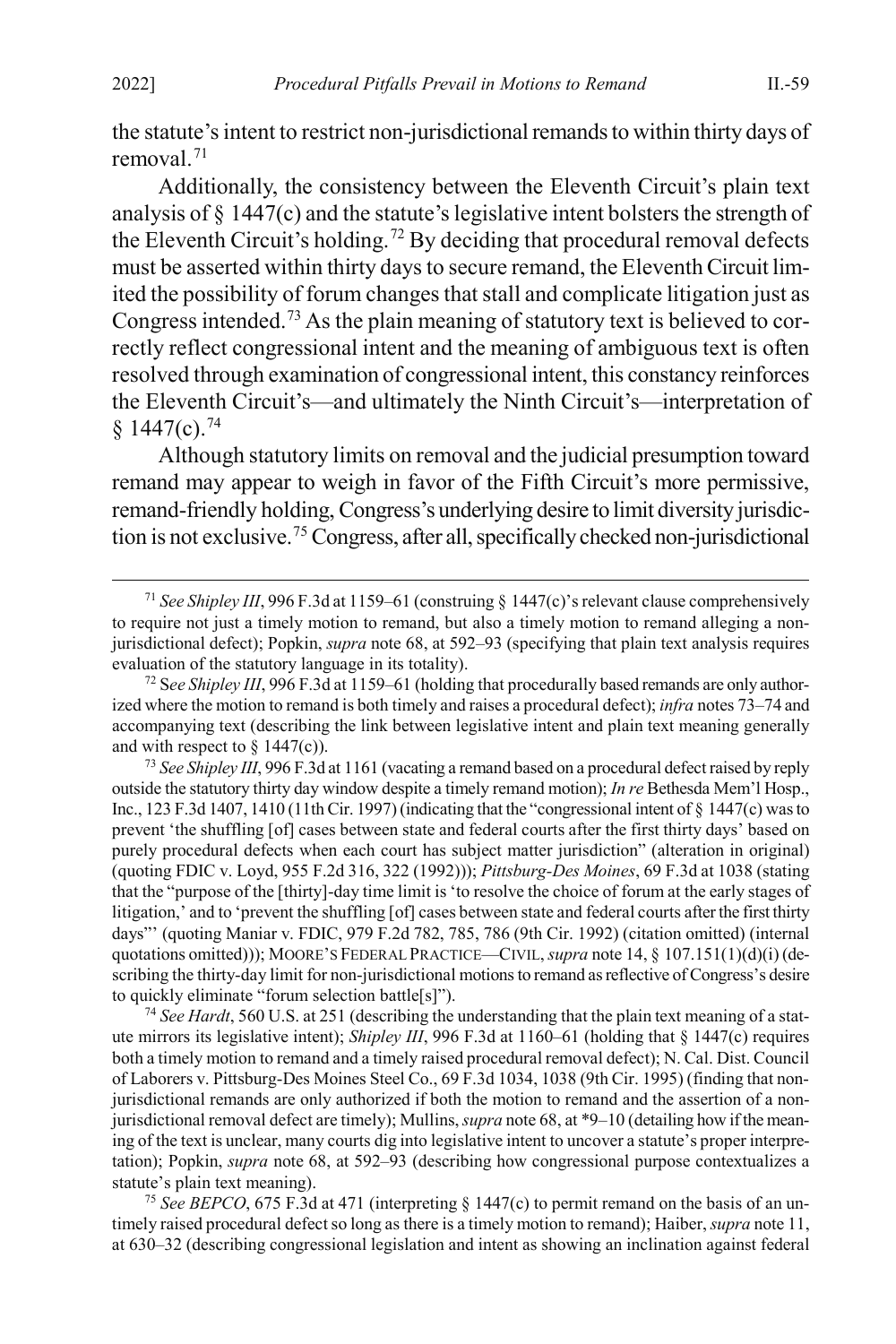the statute's intent to restrict non-jurisdictional remands to within thirty days of removal.[71]

Additionally, the consistency between the Eleventh Circuit's plain text analysis of § 1447(c) and the statute's legislative intent bolsters the strength of the Eleventh Circuit's holding.[72] By deciding that procedural removal defects must be asserted within thirty days to secure remand, the Eleventh Circuit limited the possibility of forum changes that stall and complicate litigation just as Congress intended.[73] As the plain meaning of statutory text is believed to correctly reflect congressional intent and the meaning of ambiguous text is often resolved through examination of congressional intent, this constancy reinforces the Eleventh Circuit's—and ultimately the Ninth Circuit's—interpretation of § 1447(c).[74]

Although statutory limits on removal and the judicial presumption toward remand may appear to weigh in favor of the Fifth Circuit's more permissive, remand-friendly holding, Congress's underlying desire to limit diversity jurisdiction is not exclusive.[75] Congress, after all, specifically checked non-jurisdictional

---

[71] *See Shipley III*, 996 F.3d at 1159–61 (construing § 1447(c)'s relevant clause comprehensively to require not just a timely motion to remand, but also a timely motion to remand alleging a non-jurisdictional defect); Popkin, *supra* note 68, at 592–93 (specifying that plain text analysis requires evaluation of the statutory language in its totality).

[72] S*ee Shipley III*, 996 F.3d at 1159–61 (holding that procedurally based remands are only authorized where the motion to remand is both timely and raises a procedural defect); *infra* notes 73–74 and accompanying text (describing the link between legislative intent and plain text meaning generally and with respect to § 1447(c)).

[73] *See Shipley III*, 996 F.3d at 1161 (vacating a remand based on a procedural defect raised by reply outside the statutory thirty day window despite a timely remand motion); *In re* Bethesda Mem'l Hosp., Inc., 123 F.3d 1407, 1410 (11th Cir. 1997) (indicating that the "congressional intent of § 1447(c) was to prevent 'the shuffling [of] cases between state and federal courts after the first thirty days' based on purely procedural defects when each court has subject matter jurisdiction" (alteration in original) (quoting FDIC v. Loyd, 955 F.2d 316, 322 (1992))); *Pittsburg-Des Moines*, 69 F.3d at 1038 (stating that the "purpose of the [thirty]-day time limit is 'to resolve the choice of forum at the early stages of litigation,' and to 'prevent the shuffling [of] cases between state and federal courts after the first thirty days"' (quoting Maniar v. FDIC, 979 F.2d 782, 785, 786 (9th Cir. 1992) (citation omitted) (internal quotations omitted))); MOORE'S FEDERAL PRACTICE—CIVIL, *supra* note 14, § 107.151(1)(d)(i) (describing the thirty-day limit for non-jurisdictional motions to remand as reflective of Congress's desire to quickly eliminate "forum selection battle[s]").

[74] *See Hardt*, 560 U.S. at 251 (describing the understanding that the plain text meaning of a statute mirrors its legislative intent); *Shipley III*, 996 F.3d at 1160–61 (holding that § 1447(c) requires both a timely motion to remand and a timely raised procedural removal defect); N. Cal. Dist. Council of Laborers v. Pittsburg-Des Moines Steel Co., 69 F.3d 1034, 1038 (9th Cir. 1995) (finding that non-jurisdictional remands are only authorized if both the motion to remand and the assertion of a non-jurisdictional removal defect are timely); Mullins, *supra* note 68, at *9–10 (detailing how if the meaning of the text is unclear, many courts dig into legislative intent to uncover a statute's proper interpretation); Popkin, *supra* note 68, at 592–93 (describing how congressional purpose contextualizes a statute's plain text meaning).

[75] *See BEPCO*, 675 F.3d at 471 (interpreting § 1447(c) to permit remand on the basis of an untimely raised procedural defect so long as there is a timely motion to remand); Haiber, *supra* note 11, at 630–32 (describing congressional legislation and intent as showing an inclination against federal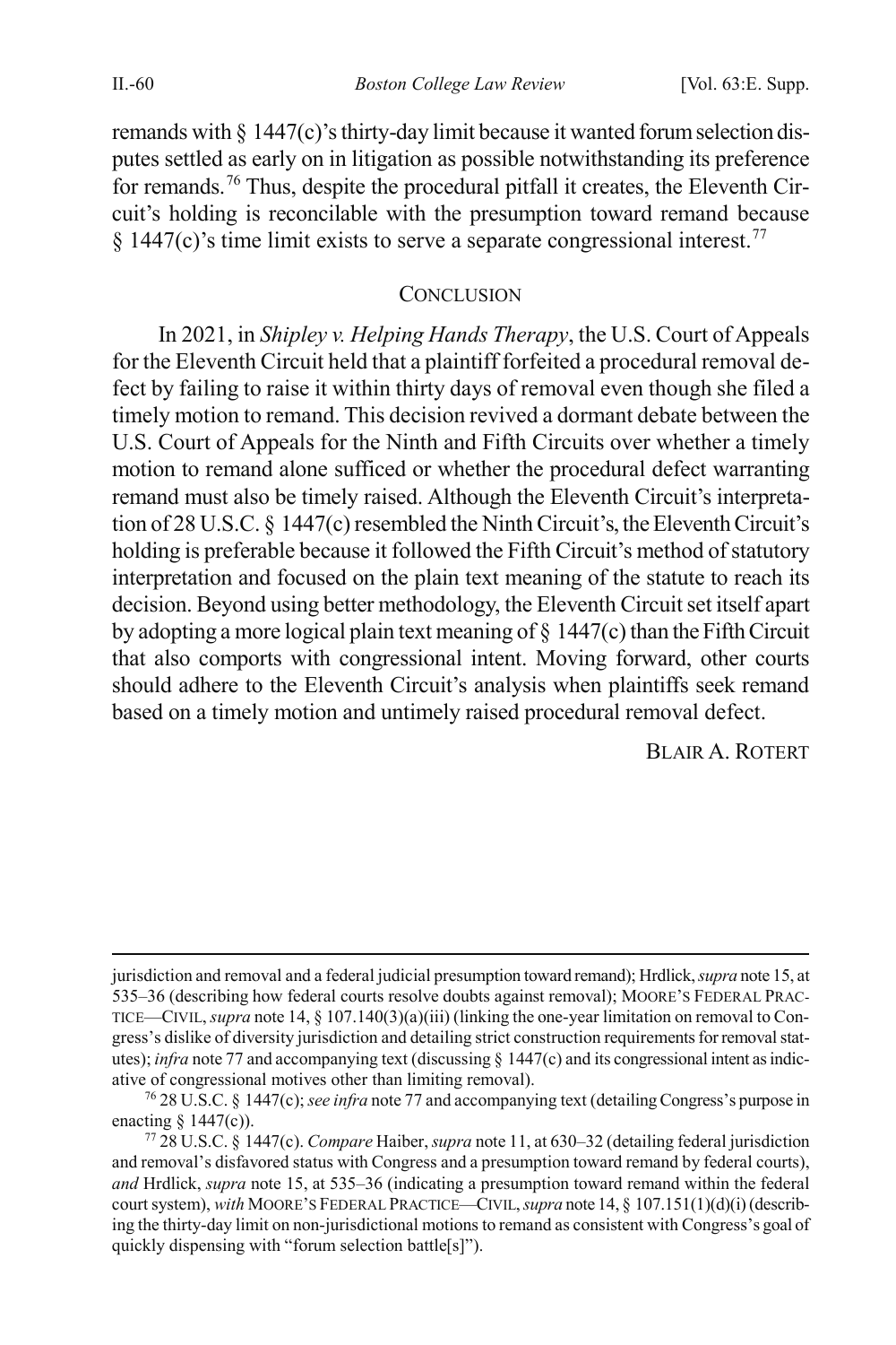remands with § 1447(c)'s thirty-day limit because it wanted forum selection disputes settled as early on in litigation as possible notwithstanding its preference for remands.[76] Thus, despite the procedural pitfall it creates, the Eleventh Circuit's holding is reconcilable with the presumption toward remand because § 1447(c)'s time limit exists to serve a separate congressional interest.[77]

## CONCLUSION

In 2021, in *Shipley v. Helping Hands Therapy*, the U.S. Court of Appeals for the Eleventh Circuit held that a plaintiff forfeited a procedural removal defect by failing to raise it within thirty days of removal even though she filed a timely motion to remand. This decision revived a dormant debate between the U.S. Court of Appeals for the Ninth and Fifth Circuits over whether a timely motion to remand alone sufficed or whether the procedural defect warranting remand must also be timely raised. Although the Eleventh Circuit's interpretation of 28 U.S.C. § 1447(c) resembled the Ninth Circuit's, the Eleventh Circuit's holding is preferable because it followed the Fifth Circuit's method of statutory interpretation and focused on the plain text meaning of the statute to reach its decision. Beyond using better methodology, the Eleventh Circuit set itself apart by adopting a more logical plain text meaning of § 1447(c) than the Fifth Circuit that also comports with congressional intent. Moving forward, other courts should adhere to the Eleventh Circuit's analysis when plaintiffs seek remand based on a timely motion and untimely raised procedural removal defect.

BLAIR A. ROTERT

---

jurisdiction and removal and a federal judicial presumption toward remand); Hrdlick, *supra* note 15, at 535–36 (describing how federal courts resolve doubts against removal); MOORE'S FEDERAL PRACTICE—CIVIL, *supra* note 14, § 107.140(3)(a)(iii) (linking the one-year limitation on removal to Congress's dislike of diversity jurisdiction and detailing strict construction requirements for removal statutes); *infra* note 77 and accompanying text (discussing § 1447(c) and its congressional intent as indicative of congressional motives other than limiting removal).

[76] 28 U.S.C. § 1447(c); *see infra* note 77 and accompanying text (detailing Congress's purpose in enacting § 1447(c)).

[77] 28 U.S.C. § 1447(c). *Compare* Haiber, *supra* note 11, at 630–32 (detailing federal jurisdiction and removal's disfavored status with Congress and a presumption toward remand by federal courts), *and* Hrdlick, *supra* note 15, at 535–36 (indicating a presumption toward remand within the federal court system), *with* MOORE'S FEDERAL PRACTICE—CIVIL, *supra* note 14, § 107.151(1)(d)(i) (describing the thirty-day limit on non-jurisdictional motions to remand as consistent with Congress's goal of quickly dispensing with "forum selection battle[s]").